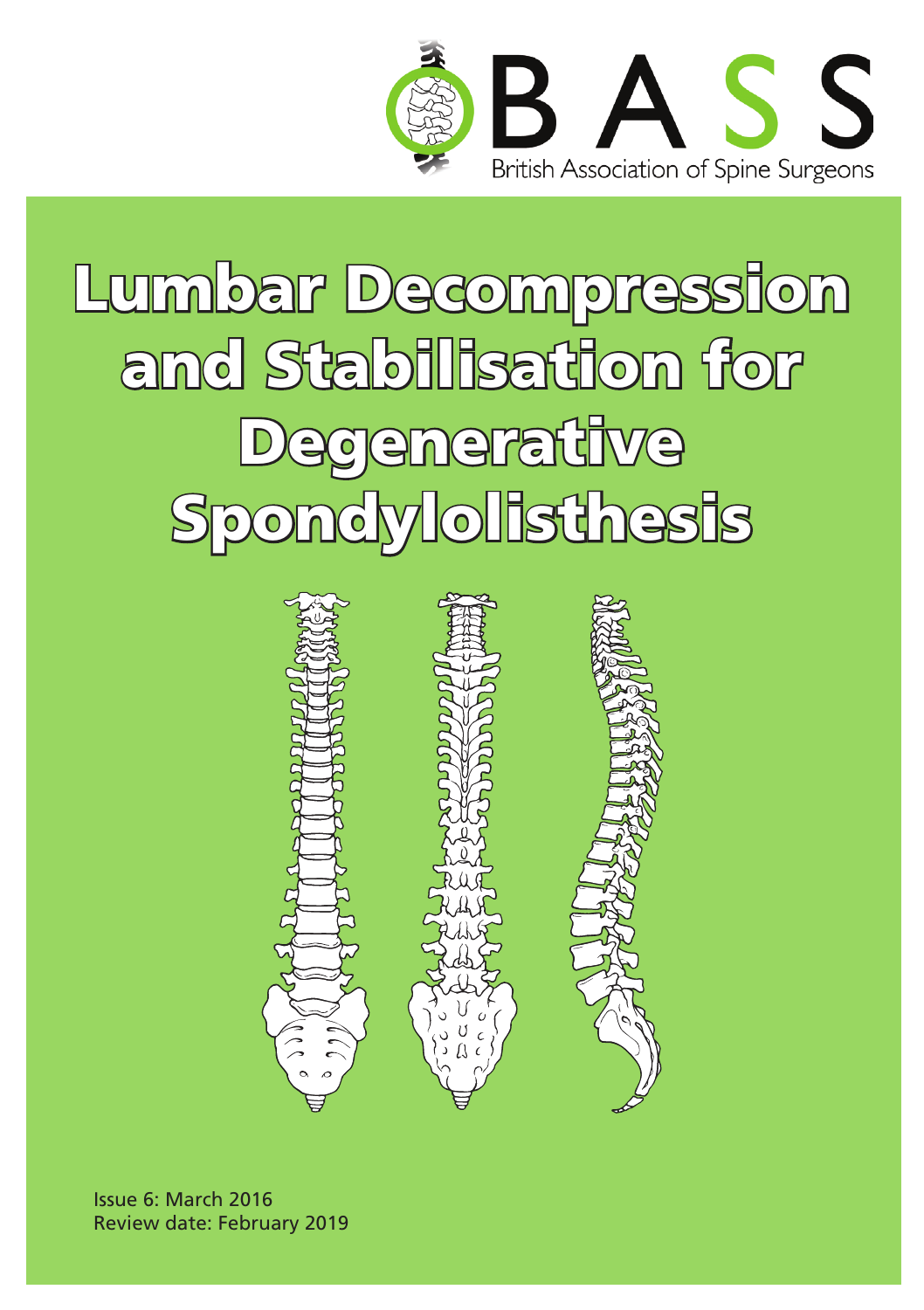BASS

British Association of Spine Surgeons

# Lumbar Decompression and Stabilisation for Degenerative Spondylolisthesis

Issue 6: March 2016
Review date: February 2019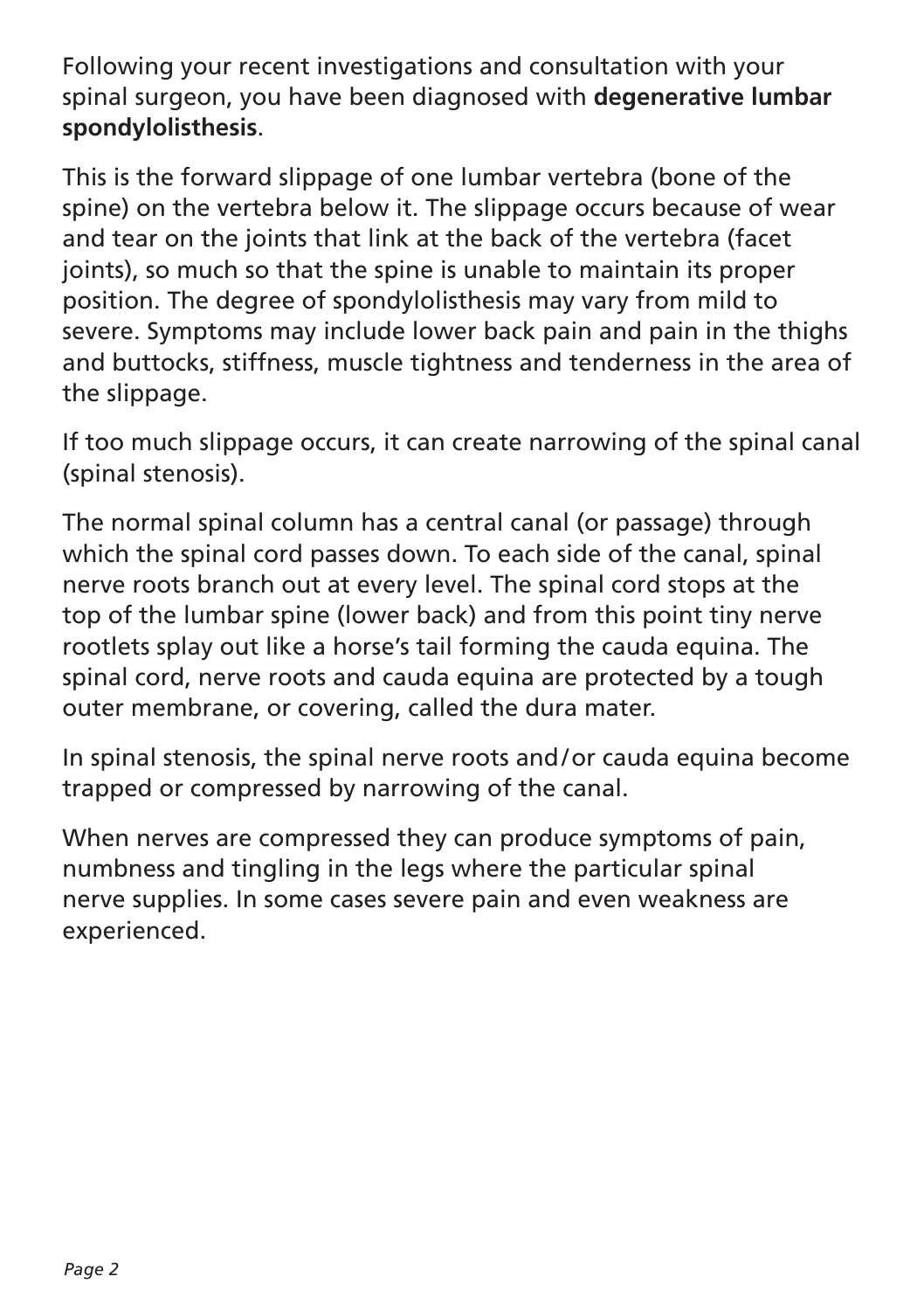Following your recent investigations and consultation with your spinal surgeon, you have been diagnosed with **degenerative lumbar spondylolisthesis**.

This is the forward slippage of one lumbar vertebra (bone of the spine) on the vertebra below it. The slippage occurs because of wear and tear on the joints that link at the back of the vertebra (facet joints), so much so that the spine is unable to maintain its proper position. The degree of spondylolisthesis may vary from mild to severe. Symptoms may include lower back pain and pain in the thighs and buttocks, stiffness, muscle tightness and tenderness in the area of the slippage.

If too much slippage occurs, it can create narrowing of the spinal canal (spinal stenosis).

The normal spinal column has a central canal (or passage) through which the spinal cord passes down. To each side of the canal, spinal nerve roots branch out at every level. The spinal cord stops at the top of the lumbar spine (lower back) and from this point tiny nerve rootlets splay out like a horse's tail forming the cauda equina. The spinal cord, nerve roots and cauda equina are protected by a tough outer membrane, or covering, called the dura mater.

In spinal stenosis, the spinal nerve roots and/or cauda equina become trapped or compressed by narrowing of the canal.

When nerves are compressed they can produce symptoms of pain, numbness and tingling in the legs where the particular spinal nerve supplies. In some cases severe pain and even weakness are experienced.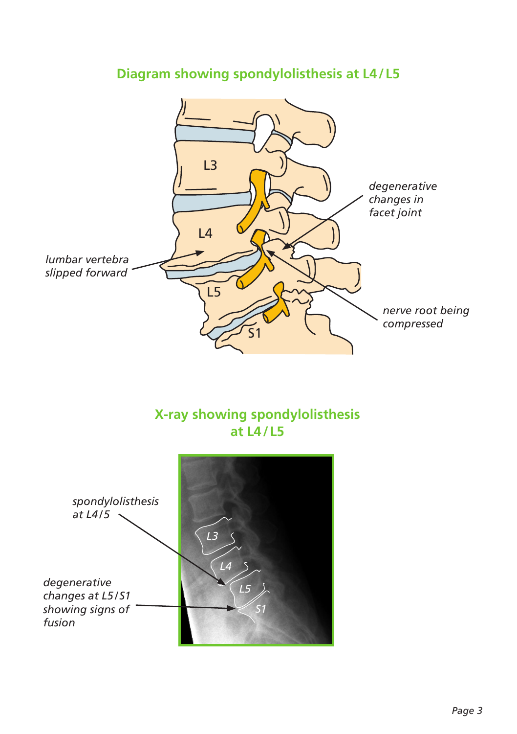## Diagram showing spondylolisthesis at L4 / L5

*lumbar vertebra slipped forward*

*degenerative changes in facet joint*

*nerve root being compressed*

L3

L4

L5

S1

## X-ray showing spondylolisthesis at L4 / L5

*spondylolisthesis at L4 / 5*

*degenerative changes at L5 / S1 showing signs of fusion*

*L3*

*L4*

*L5*

*S1*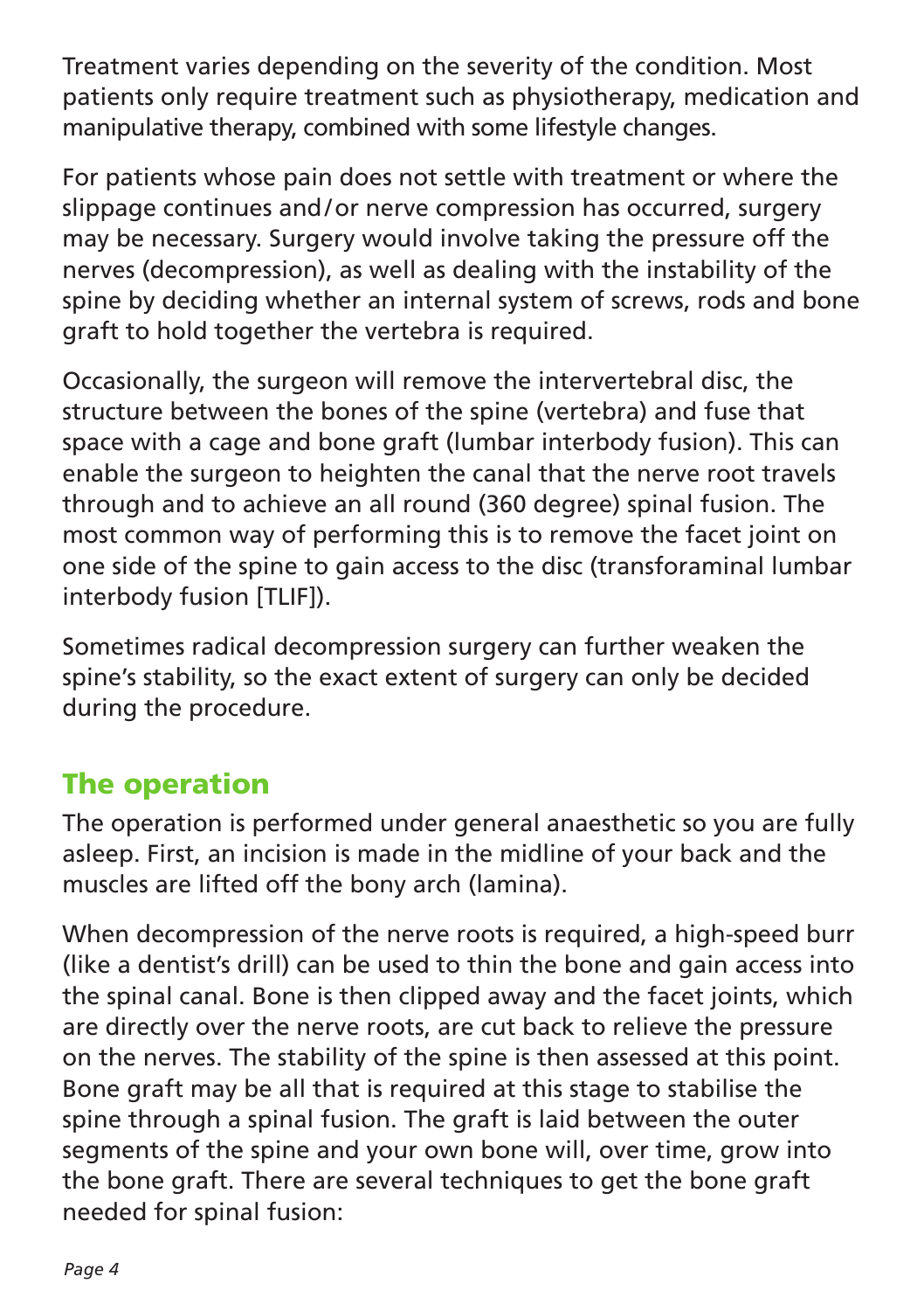Treatment varies depending on the severity of the condition. Most patients only require treatment such as physiotherapy, medication and manipulative therapy, combined with some lifestyle changes.

For patients whose pain does not settle with treatment or where the slippage continues and/or nerve compression has occurred, surgery may be necessary. Surgery would involve taking the pressure off the nerves (decompression), as well as dealing with the instability of the spine by deciding whether an internal system of screws, rods and bone graft to hold together the vertebra is required.

Occasionally, the surgeon will remove the intervertebral disc, the structure between the bones of the spine (vertebra) and fuse that space with a cage and bone graft (lumbar interbody fusion). This can enable the surgeon to heighten the canal that the nerve root travels through and to achieve an all round (360 degree) spinal fusion. The most common way of performing this is to remove the facet joint on one side of the spine to gain access to the disc (transforaminal lumbar interbody fusion [TLIF]).

Sometimes radical decompression surgery can further weaken the spine's stability, so the exact extent of surgery can only be decided during the procedure.

## The operation

The operation is performed under general anaesthetic so you are fully asleep. First, an incision is made in the midline of your back and the muscles are lifted off the bony arch (lamina).

When decompression of the nerve roots is required, a high-speed burr (like a dentist's drill) can be used to thin the bone and gain access into the spinal canal. Bone is then clipped away and the facet joints, which are directly over the nerve roots, are cut back to relieve the pressure on the nerves. The stability of the spine is then assessed at this point. Bone graft may be all that is required at this stage to stabilise the spine through a spinal fusion. The graft is laid between the outer segments of the spine and your own bone will, over time, grow into the bone graft. There are several techniques to get the bone graft needed for spinal fusion: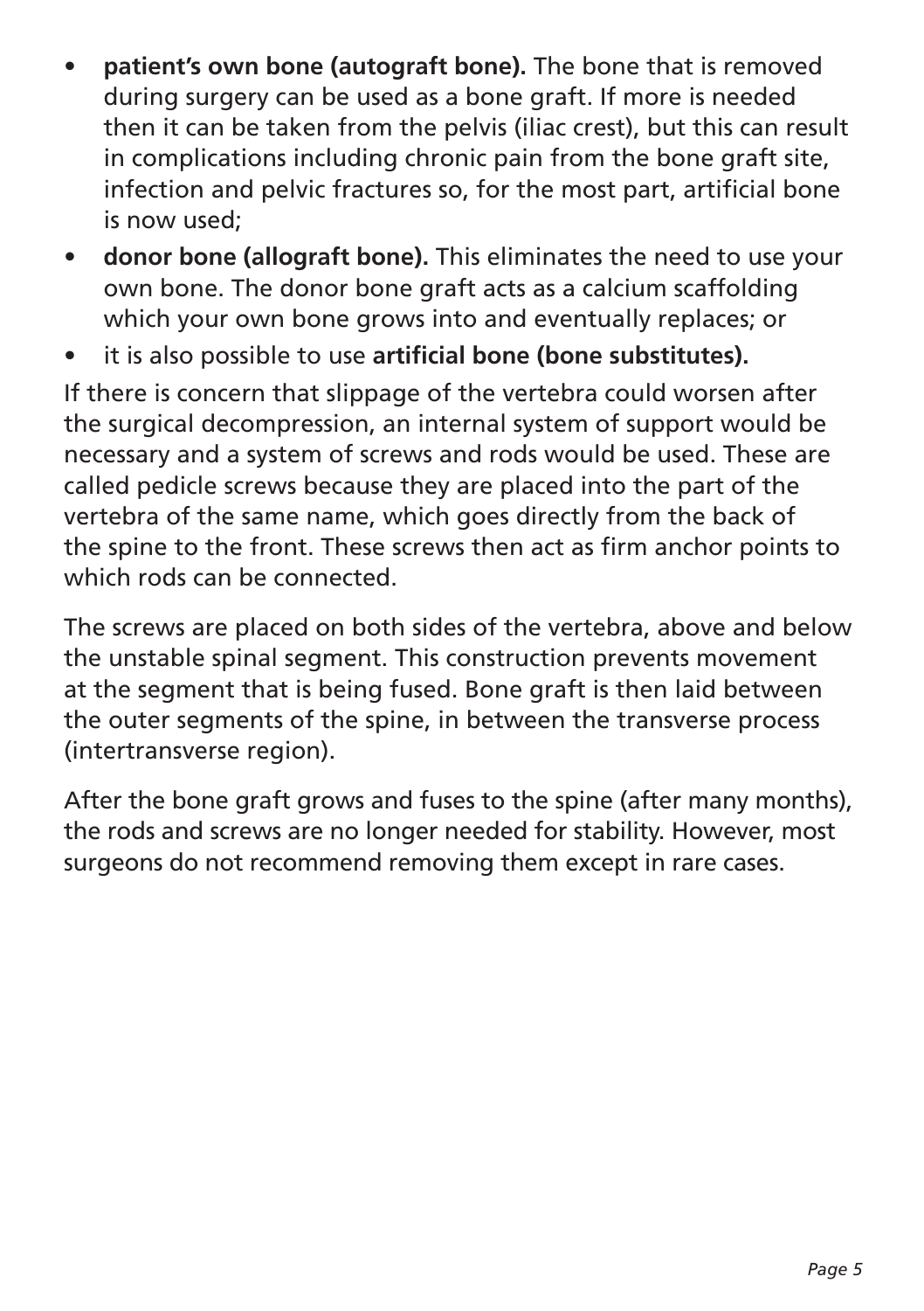- **patient's own bone (autograft bone).** The bone that is removed during surgery can be used as a bone graft. If more is needed then it can be taken from the pelvis (iliac crest), but this can result in complications including chronic pain from the bone graft site, infection and pelvic fractures so, for the most part, artificial bone is now used;
- **donor bone (allograft bone).** This eliminates the need to use your own bone. The donor bone graft acts as a calcium scaffolding which your own bone grows into and eventually replaces; or
- it is also possible to use **artificial bone (bone substitutes).**

If there is concern that slippage of the vertebra could worsen after the surgical decompression, an internal system of support would be necessary and a system of screws and rods would be used. These are called pedicle screws because they are placed into the part of the vertebra of the same name, which goes directly from the back of the spine to the front. These screws then act as firm anchor points to which rods can be connected.

The screws are placed on both sides of the vertebra, above and below the unstable spinal segment. This construction prevents movement at the segment that is being fused. Bone graft is then laid between the outer segments of the spine, in between the transverse process (intertransverse region).

After the bone graft grows and fuses to the spine (after many months), the rods and screws are no longer needed for stability. However, most surgeons do not recommend removing them except in rare cases.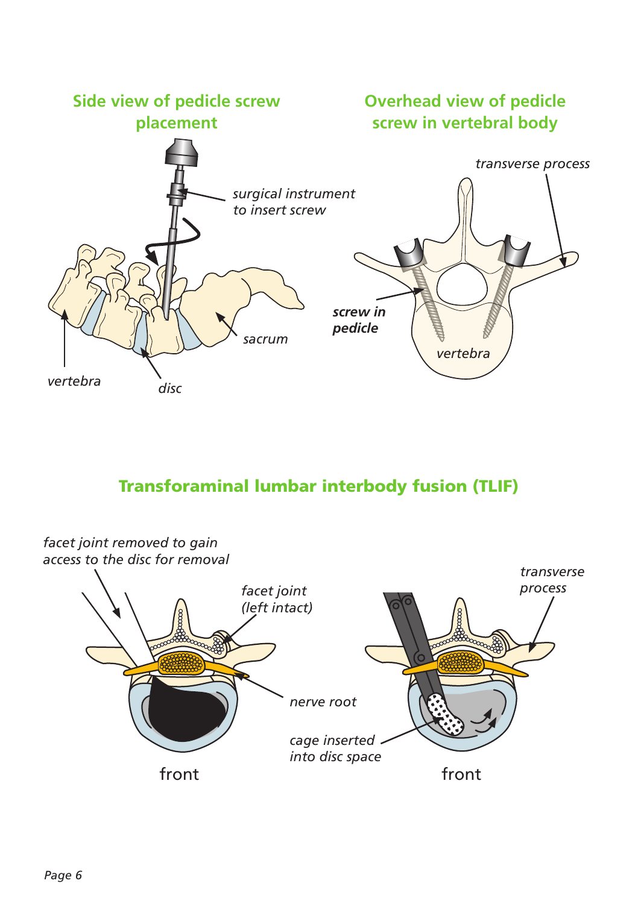## Side view of pedicle screw placement

*surgical instrument to insert screw*

*vertebra*

*disc*

*sacrum*

## Overhead view of pedicle screw in vertebral body

*transverse process*

***screw in pedicle***

*vertebra*

## Transforaminal lumbar interbody fusion (TLIF)

*facet joint removed to gain access to the disc for removal*

*facet joint (left intact)*

*nerve root*

front

*transverse process*

*cage inserted into disc space*

front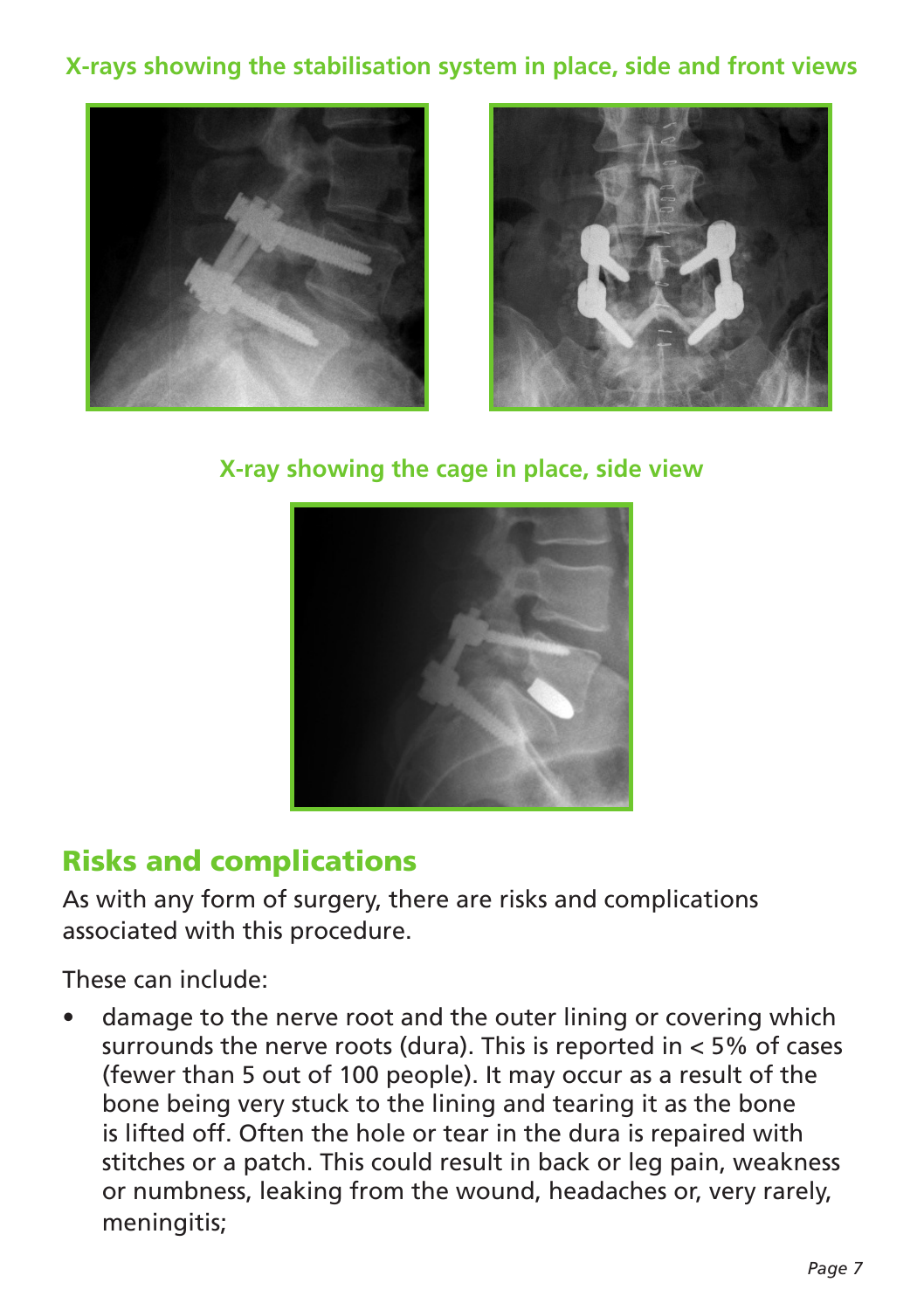X-rays showing the stabilisation system in place, side and front views

X-ray showing the cage in place, side view

## Risks and complications

As with any form of surgery, there are risks and complications associated with this procedure.

These can include:

- damage to the nerve root and the outer lining or covering which surrounds the nerve roots (dura). This is reported in < 5% of cases (fewer than 5 out of 100 people). It may occur as a result of the bone being very stuck to the lining and tearing it as the bone is lifted off. Often the hole or tear in the dura is repaired with stitches or a patch. This could result in back or leg pain, weakness or numbness, leaking from the wound, headaches or, very rarely, meningitis;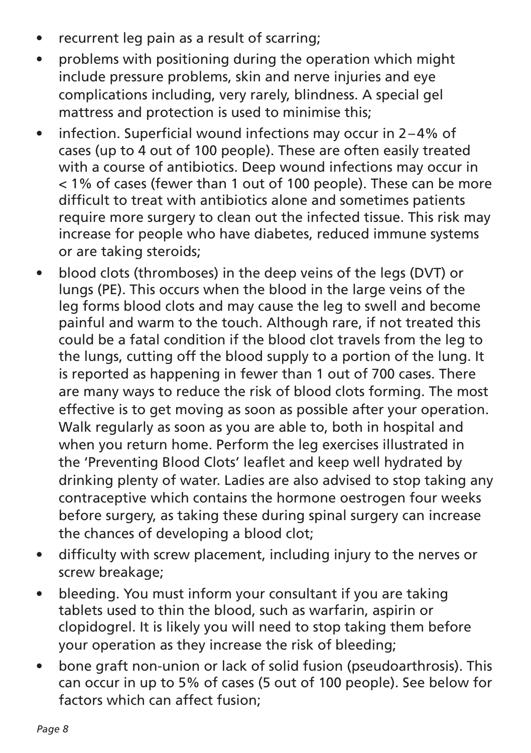- recurrent leg pain as a result of scarring;
- problems with positioning during the operation which might include pressure problems, skin and nerve injuries and eye complications including, very rarely, blindness. A special gel mattress and protection is used to minimise this;
- infection. Superficial wound infections may occur in 2–4% of cases (up to 4 out of 100 people). These are often easily treated with a course of antibiotics. Deep wound infections may occur in < 1% of cases (fewer than 1 out of 100 people). These can be more difficult to treat with antibiotics alone and sometimes patients require more surgery to clean out the infected tissue. This risk may increase for people who have diabetes, reduced immune systems or are taking steroids;
- blood clots (thromboses) in the deep veins of the legs (DVT) or lungs (PE). This occurs when the blood in the large veins of the leg forms blood clots and may cause the leg to swell and become painful and warm to the touch. Although rare, if not treated this could be a fatal condition if the blood clot travels from the leg to the lungs, cutting off the blood supply to a portion of the lung. It is reported as happening in fewer than 1 out of 700 cases. There are many ways to reduce the risk of blood clots forming. The most effective is to get moving as soon as possible after your operation. Walk regularly as soon as you are able to, both in hospital and when you return home. Perform the leg exercises illustrated in the 'Preventing Blood Clots' leaflet and keep well hydrated by drinking plenty of water. Ladies are also advised to stop taking any contraceptive which contains the hormone oestrogen four weeks before surgery, as taking these during spinal surgery can increase the chances of developing a blood clot;
- difficulty with screw placement, including injury to the nerves or screw breakage;
- bleeding. You must inform your consultant if you are taking tablets used to thin the blood, such as warfarin, aspirin or clopidogrel. It is likely you will need to stop taking them before your operation as they increase the risk of bleeding;
- bone graft non-union or lack of solid fusion (pseudoarthrosis). This can occur in up to 5% of cases (5 out of 100 people). See below for factors which can affect fusion;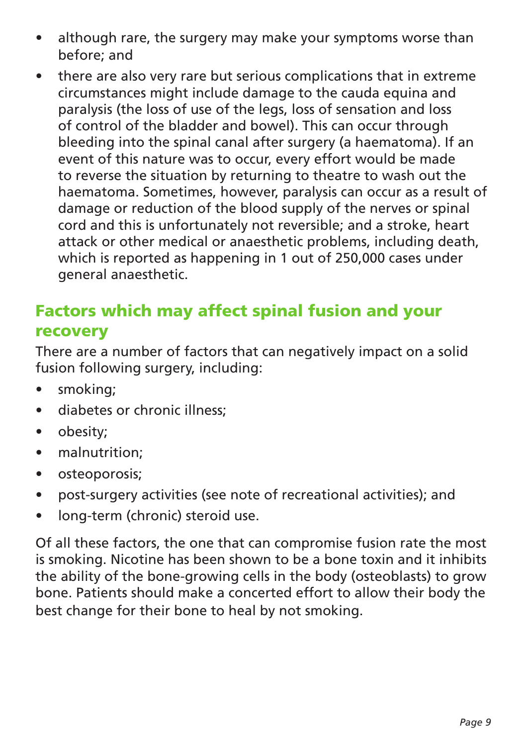- although rare, the surgery may make your symptoms worse than before; and
- there are also very rare but serious complications that in extreme circumstances might include damage to the cauda equina and paralysis (the loss of use of the legs, loss of sensation and loss of control of the bladder and bowel). This can occur through bleeding into the spinal canal after surgery (a haematoma). If an event of this nature was to occur, every effort would be made to reverse the situation by returning to theatre to wash out the haematoma. Sometimes, however, paralysis can occur as a result of damage or reduction of the blood supply of the nerves or spinal cord and this is unfortunately not reversible; and a stroke, heart attack or other medical or anaesthetic problems, including death, which is reported as happening in 1 out of 250,000 cases under general anaesthetic.

## Factors which may affect spinal fusion and your recovery

There are a number of factors that can negatively impact on a solid fusion following surgery, including:

- smoking;
- diabetes or chronic illness;
- obesity;
- malnutrition;
- osteoporosis;
- post-surgery activities (see note of recreational activities); and
- long-term (chronic) steroid use.

Of all these factors, the one that can compromise fusion rate the most is smoking. Nicotine has been shown to be a bone toxin and it inhibits the ability of the bone-growing cells in the body (osteoblasts) to grow bone. Patients should make a concerted effort to allow their body the best change for their bone to heal by not smoking.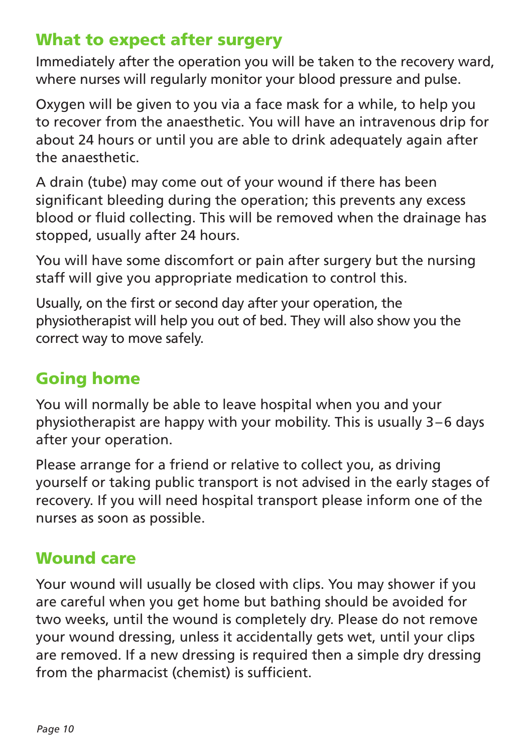## What to expect after surgery

Immediately after the operation you will be taken to the recovery ward, where nurses will regularly monitor your blood pressure and pulse.

Oxygen will be given to you via a face mask for a while, to help you to recover from the anaesthetic. You will have an intravenous drip for about 24 hours or until you are able to drink adequately again after the anaesthetic.

A drain (tube) may come out of your wound if there has been significant bleeding during the operation; this prevents any excess blood or fluid collecting. This will be removed when the drainage has stopped, usually after 24 hours.

You will have some discomfort or pain after surgery but the nursing staff will give you appropriate medication to control this.

Usually, on the first or second day after your operation, the physiotherapist will help you out of bed. They will also show you the correct way to move safely.

## Going home

You will normally be able to leave hospital when you and your physiotherapist are happy with your mobility. This is usually 3–6 days after your operation.

Please arrange for a friend or relative to collect you, as driving yourself or taking public transport is not advised in the early stages of recovery. If you will need hospital transport please inform one of the nurses as soon as possible.

## Wound care

Your wound will usually be closed with clips. You may shower if you are careful when you get home but bathing should be avoided for two weeks, until the wound is completely dry. Please do not remove your wound dressing, unless it accidentally gets wet, until your clips are removed. If a new dressing is required then a simple dry dressing from the pharmacist (chemist) is sufficient.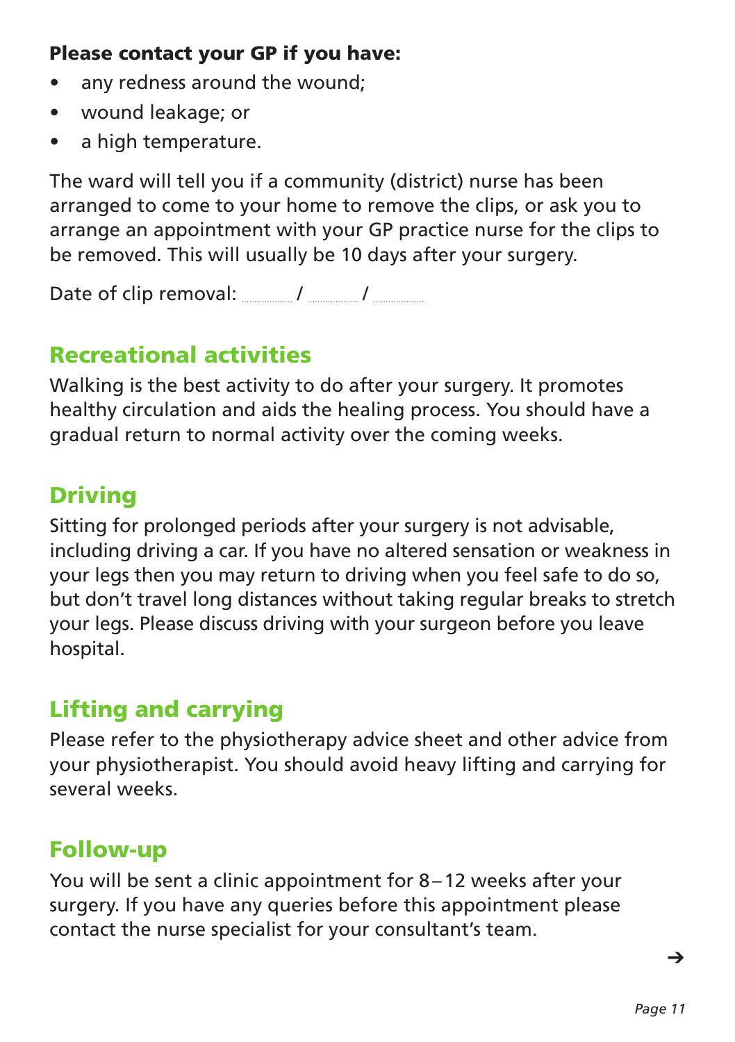**Please contact your GP if you have:**

- any redness around the wound;
- wound leakage; or
- a high temperature.

The ward will tell you if a community (district) nurse has been arranged to come to your home to remove the clips, or ask you to arrange an appointment with your GP practice nurse for the clips to be removed. This will usually be 10 days after your surgery.

Date of clip removal: ........ / ........ / ........

## Recreational activities

Walking is the best activity to do after your surgery. It promotes healthy circulation and aids the healing process. You should have a gradual return to normal activity over the coming weeks.

## Driving

Sitting for prolonged periods after your surgery is not advisable, including driving a car. If you have no altered sensation or weakness in your legs then you may return to driving when you feel safe to do so, but don't travel long distances without taking regular breaks to stretch your legs. Please discuss driving with your surgeon before you leave hospital.

## Lifting and carrying

Please refer to the physiotherapy advice sheet and other advice from your physiotherapist. You should avoid heavy lifting and carrying for several weeks.

## Follow-up

You will be sent a clinic appointment for 8 – 12 weeks after your surgery. If you have any queries before this appointment please contact the nurse specialist for your consultant's team.

➔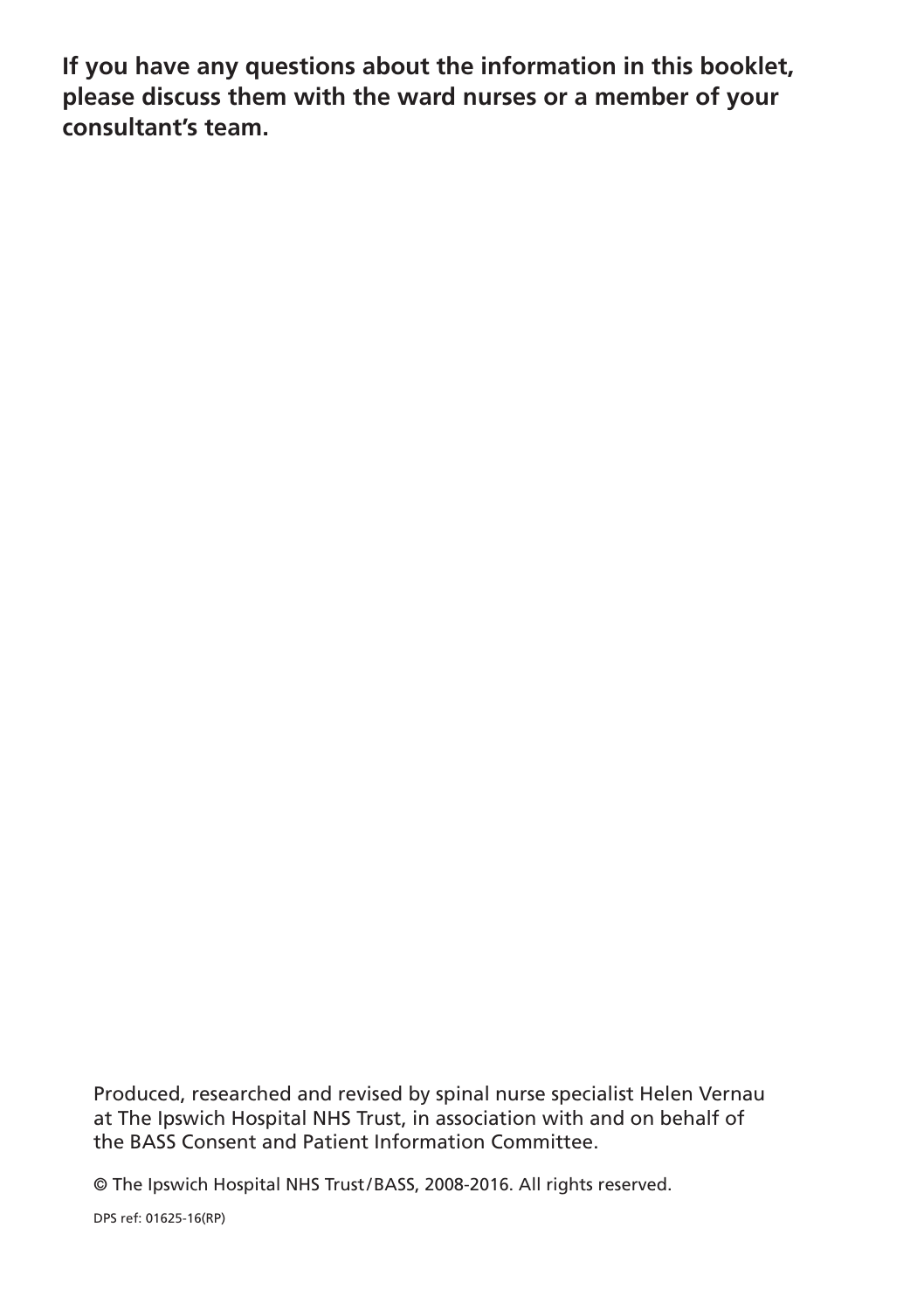**If you have any questions about the information in this booklet, please discuss them with the ward nurses or a member of your consultant's team.**

Produced, researched and revised by spinal nurse specialist Helen Vernau at The Ipswich Hospital NHS Trust, in association with and on behalf of the BASS Consent and Patient Information Committee.

© The Ipswich Hospital NHS Trust/BASS, 2008-2016. All rights reserved.

DPS ref: 01625-16(RP)